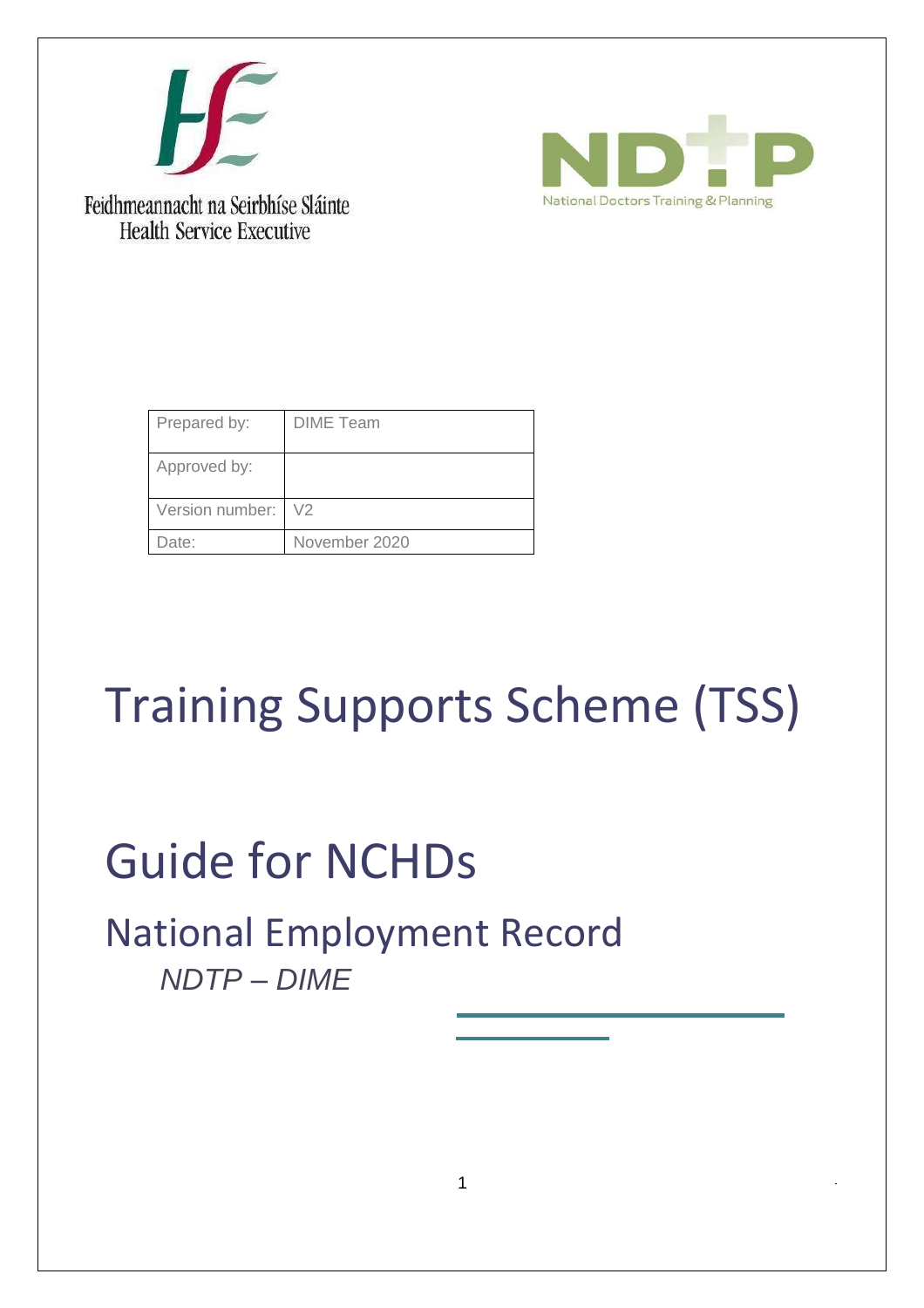Feidhmeannacht na Seirbhíse Sláinte
Health Service Executive

National Doctors Training & Planning

| Prepared by: | DIME Team |
|---|---|
| Approved by: | |
| Version number: | V2 |
| Date: | November 2020 |

# Training Supports Scheme (TSS)

# Guide for NCHDs

## National Employment Record

*NDTP – DIME*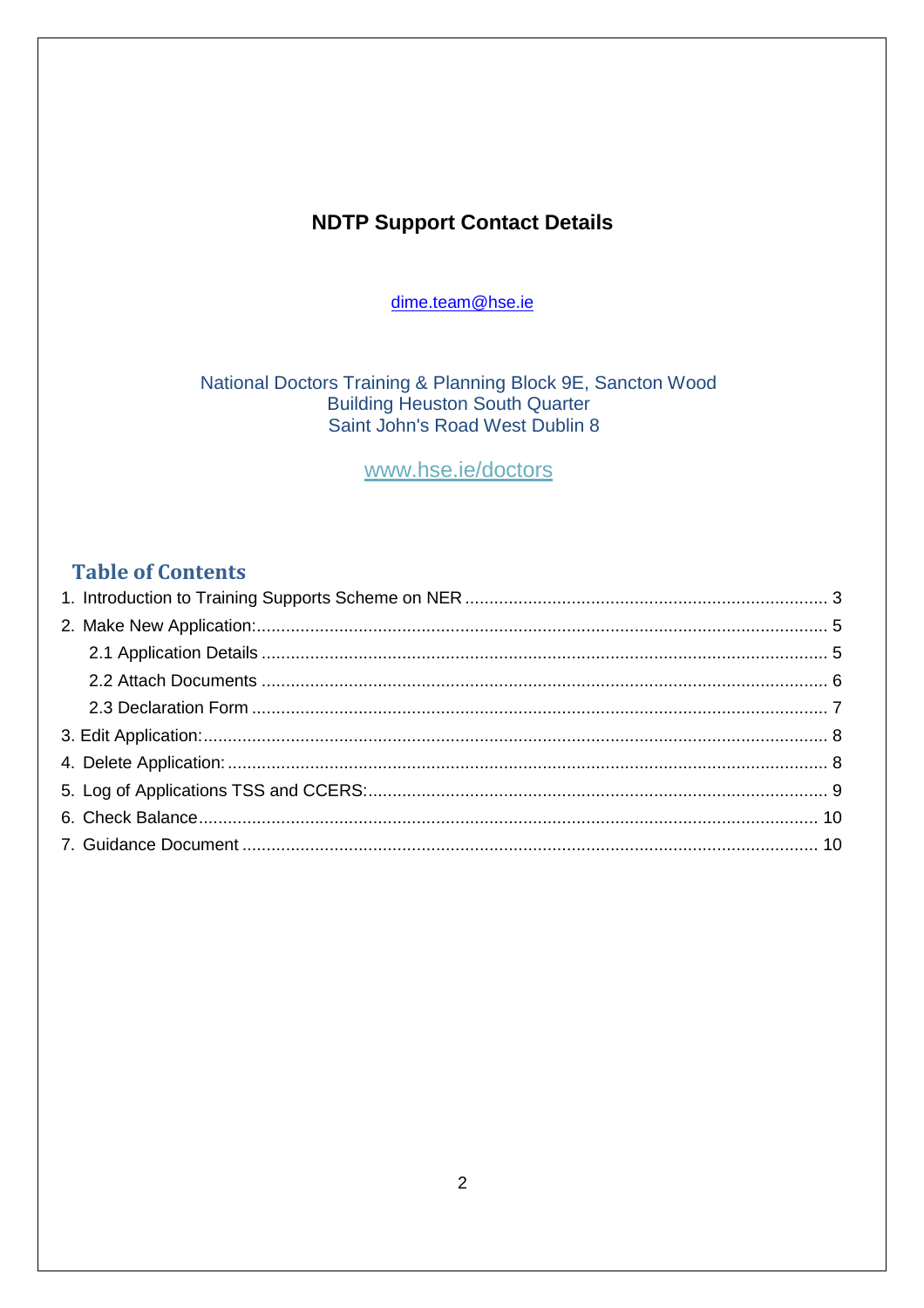# NDTP Support Contact Details

dime.team@hse.ie

National Doctors Training & Planning Block 9E, Sancton Wood
Building Heuston South Quarter
Saint John's Road West Dublin 8

www.hse.ie/doctors

## Table of Contents

1. Introduction to Training Supports Scheme on NER ........ 3
2. Make New Application: ........ 5
   - 2.1 Application Details ........ 5
   - 2.2 Attach Documents ........ 6
   - 2.3 Declaration Form ........ 7
3. Edit Application: ........ 8
4. Delete Application: ........ 8
5. Log of Applications TSS and CCERS: ........ 9
6. Check Balance ........ 10
7. Guidance Document ........ 10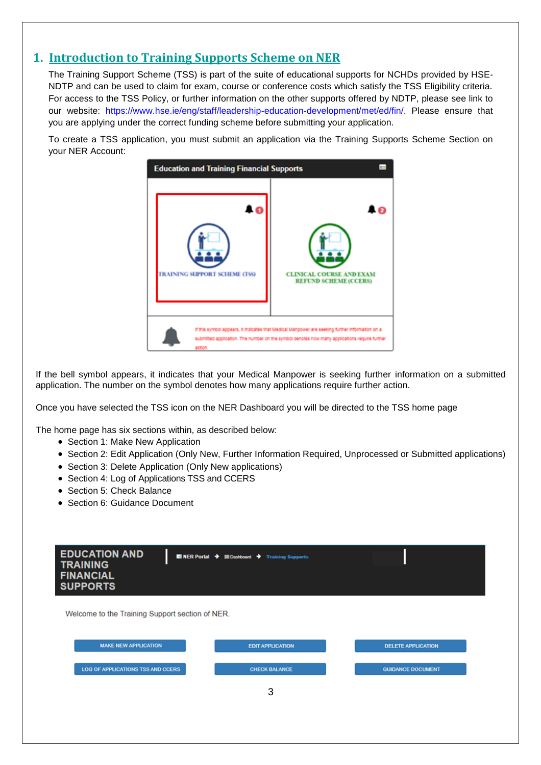## 1. Introduction to Training Supports Scheme on NER

The Training Support Scheme (TSS) is part of the suite of educational supports for NCHDs provided by HSE-NDTP and can be used to claim for exam, course or conference costs which satisfy the TSS Eligibility criteria. For access to the TSS Policy, or further information on the other supports offered by NDTP, please see link to our website: https://www.hse.ie/eng/staff/leadership-education-development/met/ed/fin/. Please ensure that you are applying under the correct funding scheme before submitting your application.

To create a TSS application, you must submit an application via the Training Supports Scheme Section on your NER Account:

If the bell symbol appears, it indicates that your Medical Manpower is seeking further information on a submitted application. The number on the symbol denotes how many applications require further action.

Once you have selected the TSS icon on the NER Dashboard you will be directed to the TSS home page

The home page has six sections within, as described below:

- Section 1: Make New Application
- Section 2: Edit Application (Only New, Further Information Required, Unprocessed or Submitted applications)
- Section 3: Delete Application (Only New applications)
- Section 4: Log of Applications TSS and CCERS
- Section 5: Check Balance
- Section 6: Guidance Document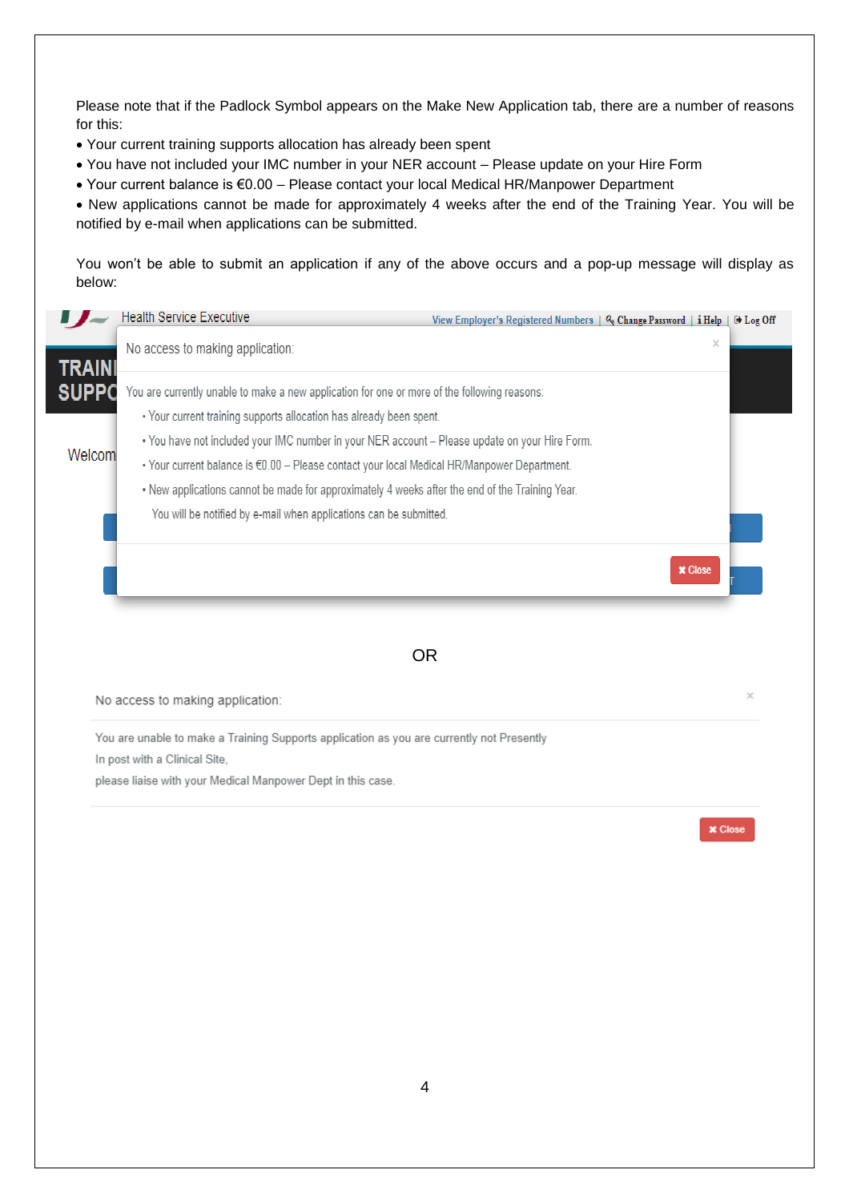Please note that if the Padlock Symbol appears on the Make New Application tab, there are a number of reasons for this:

- Your current training supports allocation has already been spent
- You have not included your IMC number in your NER account – Please update on your Hire Form
- Your current balance is €0.00 – Please contact your local Medical HR/Manpower Department
- New applications cannot be made for approximately 4 weeks after the end of the Training Year. You will be notified by e-mail when applications can be submitted.

You won't be able to submit an application if any of the above occurs and a pop-up message will display as below:

Health Service Executive | View Employer's Registered Numbers | Change Password | Help | Log Off

No access to making application:

You are currently unable to make a new application for one or more of the following reasons:

- Your current training supports allocation has already been spent.
- You have not included your IMC number in your NER account – Please update on your Hire Form.
- Your current balance is €0.00 – Please contact your local Medical HR/Manpower Department.
- New applications cannot be made for approximately 4 weeks after the end of the Training Year. You will be notified by e-mail when applications can be submitted.

✖ Close

OR

No access to making application:

You are unable to make a Training Supports application as you are currently not Presently In post with a Clinical Site, please liaise with your Medical Manpower Dept in this case.

✖ Close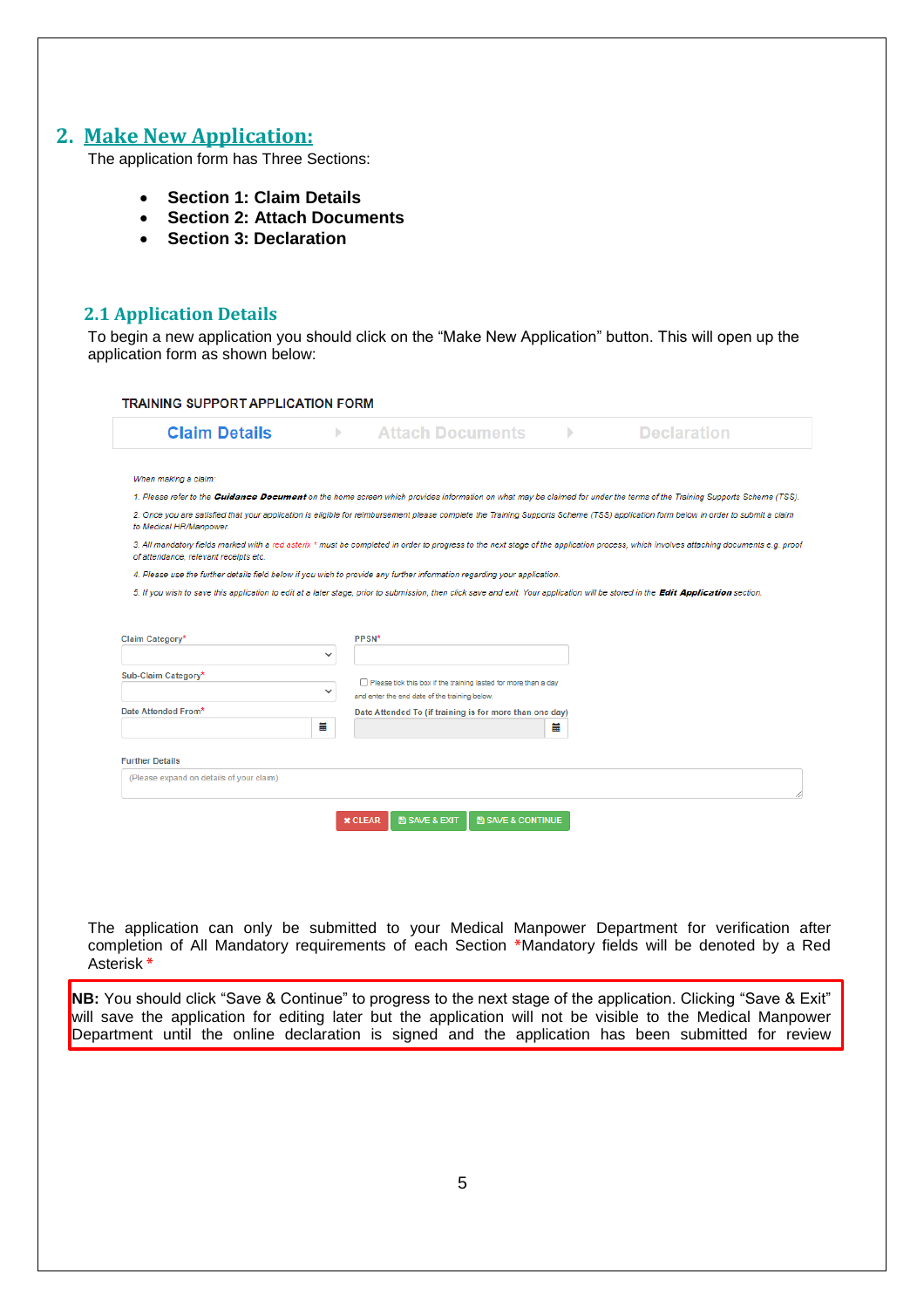## 2. Make New Application:

The application form has Three Sections:

- **Section 1: Claim Details**
- **Section 2: Attach Documents**
- **Section 3: Declaration**

### 2.1 Application Details

To begin a new application you should click on the "Make New Application" button. This will open up the application form as shown below:

TRAINING SUPPORT APPLICATION FORM

Claim Details ▸ Attach Documents ▸ Declaration

*When making a claim:*

*1. Please refer to the* ***Guidance Document*** *on the home screen which provides information on what may be claimed for under the terms of the Training Supports Scheme (TSS).*

*2. Once you are satisfied that your application is eligible for reimbursement please complete the Training Supports Scheme (TSS) application form below in order to submit a claim to Medical HR/Manpower.*

*3. All mandatory fields marked with a red asterix * must be completed in order to progress to the next stage of the application process, which involves attaching documents e.g. proof of attendance, relevant receipts etc.*

*4. Please use the further details field below if you wish to provide any further information regarding your application.*

*5. If you wish to save this application to edit at a later stage, prior to submission, then click save and exit. Your application will be stored in the* ***Edit Application*** *section.*

Claim Category*

PPSN*

Sub-Claim Category*

☐ Please tick this box if the training lasted for more than a day and enter the end date of the training below.

Date Attended From*

Date Attended To (if training is for more than one day)

Further Details

(Please expand on details of your claim)

✖ CLEAR | SAVE & EXIT | SAVE & CONTINUE

The application can only be submitted to your Medical Manpower Department for verification after completion of All Mandatory requirements of each Section *Mandatory fields will be denoted by a Red Asterisk *

**NB:** You should click "Save & Continue" to progress to the next stage of the application. Clicking "Save & Exit" will save the application for editing later but the application will not be visible to the Medical Manpower Department until the online declaration is signed and the application has been submitted for review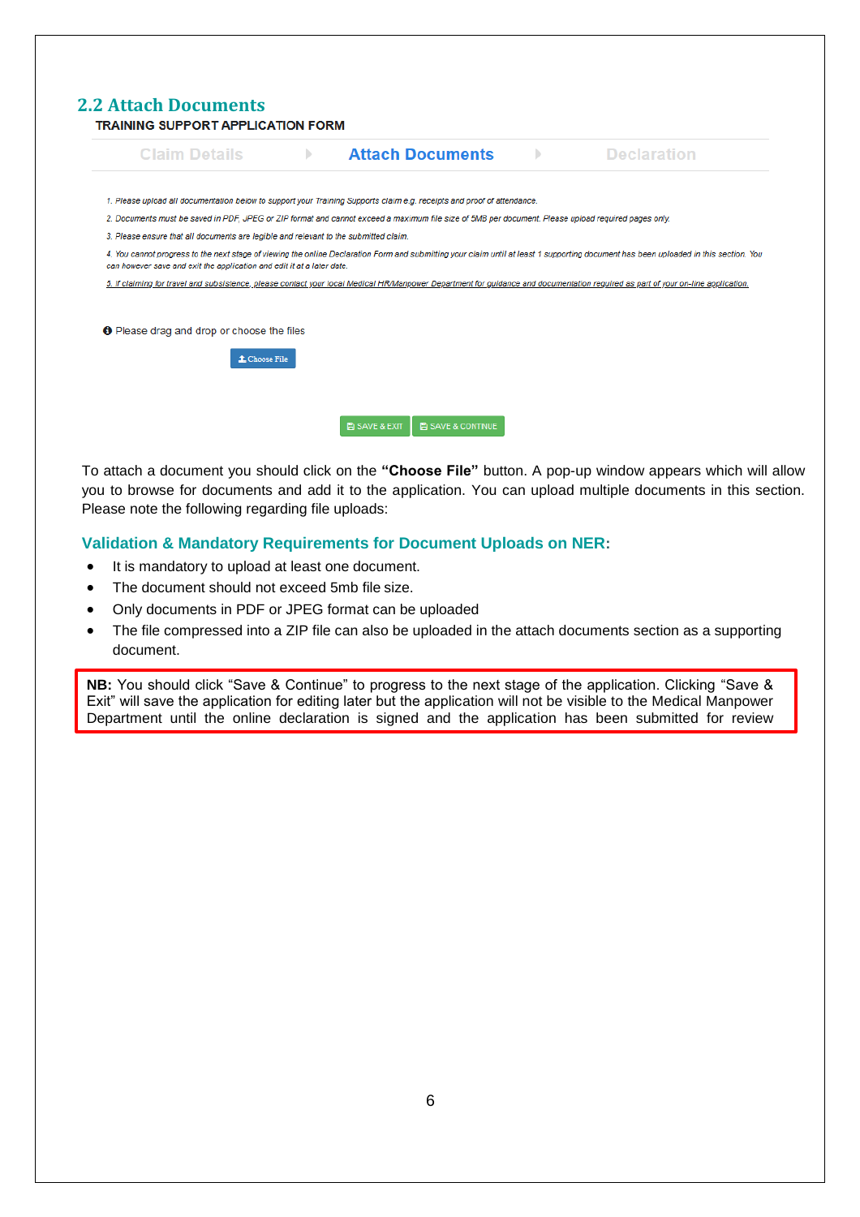## 2.2 Attach Documents

TRAINING SUPPORT APPLICATION FORM

Claim Details ▸ **Attach Documents** ▸ Declaration

1. *Please upload all documentation below to support your Training Supports claim e.g. receipts and proof of attendance.*
2. *Documents must be saved in PDF, JPEG or ZIP format and cannot exceed a maximum file size of 5MB per document. Please upload required pages only.*
3. *Please ensure that all documents are legible and relevant to the submitted claim.*
4. *You cannot progress to the next stage of viewing the online Declaration Form and submitting your claim until at least 1 supporting document has been uploaded in this section. You can however save and exit the application and edit it at a later date.*
5. *If claiming for travel and subsistence, please contact your local Medical HR/Manpower Department for guidance and documentation required as part of your on-line application.*

Please drag and drop or choose the files

Choose File

SAVE & EXIT | SAVE & CONTINUE

To attach a document you should click on the **"Choose File"** button. A pop-up window appears which will allow you to browse for documents and add it to the application. You can upload multiple documents in this section. Please note the following regarding file uploads:

### Validation & Mandatory Requirements for Document Uploads on NER:

- It is mandatory to upload at least one document.
- The document should not exceed 5mb file size.
- Only documents in PDF or JPEG format can be uploaded
- The file compressed into a ZIP file can also be uploaded in the attach documents section as a supporting document.

**NB:** You should click "Save & Continue" to progress to the next stage of the application. Clicking "Save & Exit" will save the application for editing later but the application will not be visible to the Medical Manpower Department until the online declaration is signed and the application has been submitted for review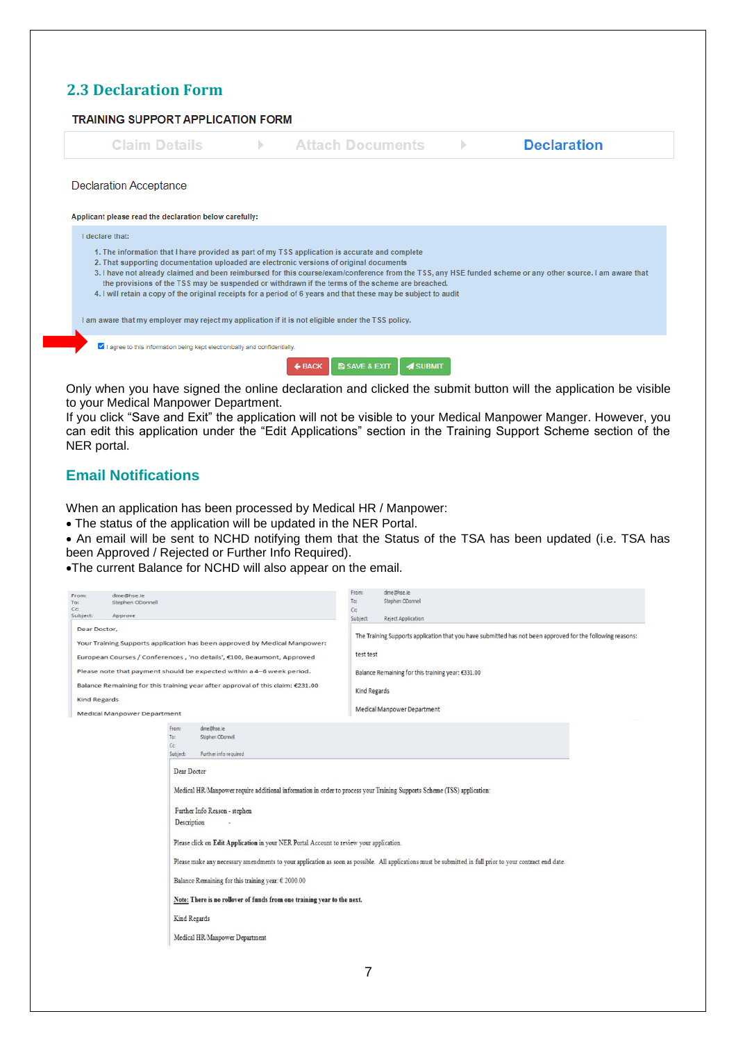## 2.3 Declaration Form

TRAINING SUPPORT APPLICATION FORM

Claim Details ▸ Attach Documents ▸ **Declaration**

Declaration Acceptance

**Applicant please read the declaration below carefully:**

I declare that:

1. The information that I have provided as part of my TSS application is accurate and complete
2. That supporting documentation uploaded are electronic versions of original documents
3. I have not already claimed and been reimbursed for this course/exam/conference from the TSS, any HSE funded scheme or any other source. I am aware that the provisions of the TSS may be suspended or withdrawn if the terms of the scheme are breached.
4. I will retain a copy of the original receipts for a period of 6 years and that these may be subject to audit

I am aware that my employer may reject my application if it is not eligible under the TSS policy.

☑ I agree to this information being kept electronically and confidentially.

BACK | SAVE & EXIT | SUBMIT

Only when you have signed the online declaration and clicked the submit button will the application be visible to your Medical Manpower Department.
If you click "Save and Exit" the application will not be visible to your Medical Manpower Manger. However, you can edit this application under the "Edit Applications" section in the Training Support Scheme section of the NER portal.

## Email Notifications

When an application has been processed by Medical HR / Manpower:

- The status of the application will be updated in the NER Portal.
- An email will be sent to NCHD notifying them that the Status of the TSA has been updated (i.e. TSA has been Approved / Rejected or Further Info Required).
- The current Balance for NCHD will also appear on the email.

From: dme@hse.ie
To: Stephen ODonnell
Cc:
Subject: Approve

Dear Doctor,

Your Training Supports application has been approved by Medical Manpower:

European Courses / Conferences , 'no details', €100, Beaumont, Approved

Please note that payment should be expected within a 4–6 week period.

Balance Remaining for this training year after approval of this claim: €231.00

Kind Regards

Medical Manpower Department

From: dme@hse.ie
To: Stephen ODonnell
Cc:
Subject: Reject Application

The Training Supports application that you have submitted has not been approved for the following reasons:

test test

Balance Remaining for this training year: €331.00

Kind Regards

Medical Manpower Department

From: dme@hse.ie
To: Stephen ODonnell
Cc:
Subject: Further info required

Dear Doctor

Medical HR/Manpower require additional information in order to process your Training Supports Scheme (TSS) application:

Further Info Reason - stephen
Description -

Please click on **Edit Application** in your NER Portal Account to review your application.

Please make any necessary amendments to your application as soon as possible. All applications must be submitted in full prior to your contract end date.

Balance Remaining for this training year: € 2000.00

**Note: There is no rollover of funds from one training year to the next.**

Kind Regards

Medical HR/Manpower Department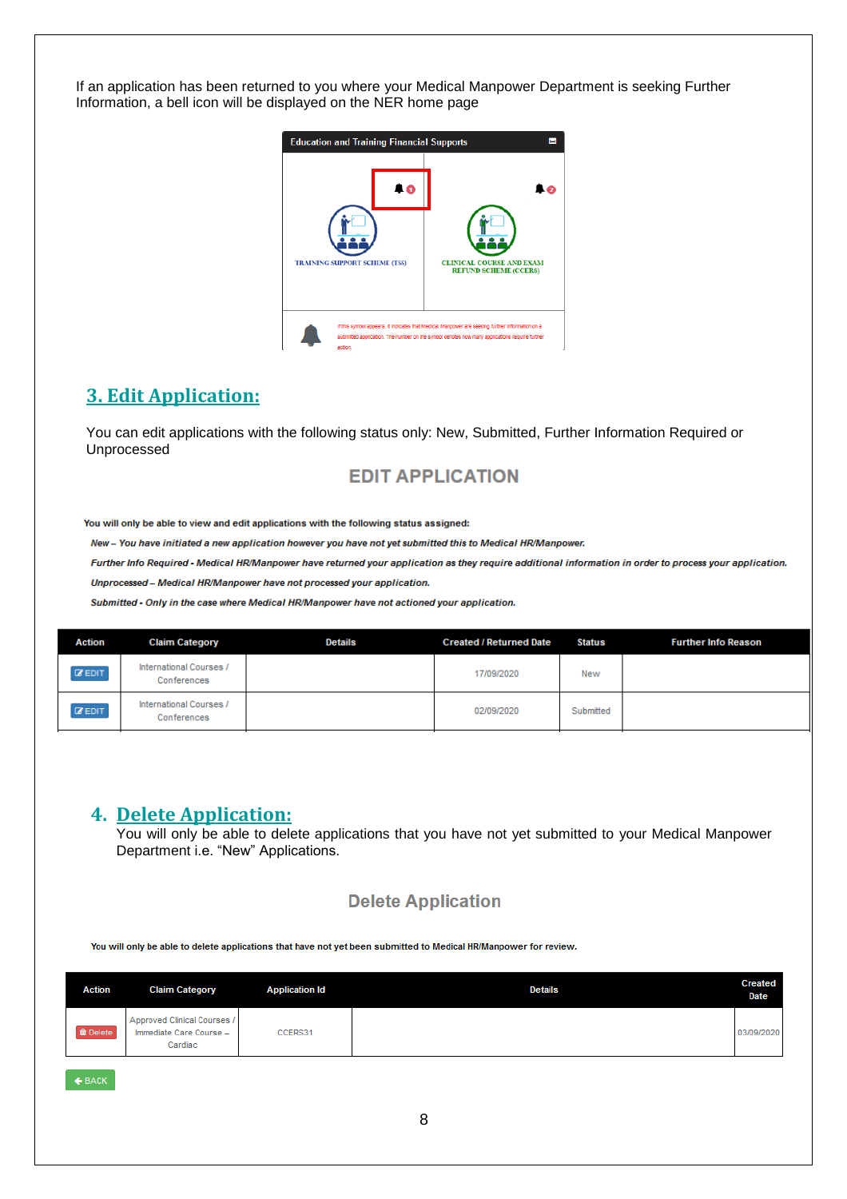If an application has been returned to you where your Medical Manpower Department is seeking Further Information, a bell icon will be displayed on the NER home page

Education and Training Financial Supports

TRAINING SUPPORT SCHEME (TSS)

CLINICAL COURSE AND EXAM REFUND SCHEME (CCERS)

If this symbol appears, it indicates that Medical Manpower are seeking further information on a submitted application. The number on the symbol denotes how many applications require further action.

## 3. Edit Application:

You can edit applications with the following status only: New, Submitted, Further Information Required or Unprocessed

### EDIT APPLICATION

**You will only be able to view and edit applications with the following status assigned:**

***New – You have initiated a new application however you have not yet submitted this to Medical HR/Manpower.***

***Further Info Required - Medical HR/Manpower have returned your application as they require additional information in order to process your application.***

***Unprocessed – Medical HR/Manpower have not processed your application.***

***Submitted - Only in the case where Medical HR/Manpower have not actioned your application.***

| Action | Claim Category | Details | Created / Returned Date | Status | Further Info Reason |
|---|---|---|---|---|---|
| EDIT | International Courses / Conferences | | 17/09/2020 | New | |
| EDIT | International Courses / Conferences | | 02/09/2020 | Submitted | |

## 4. Delete Application:

You will only be able to delete applications that you have not yet submitted to your Medical Manpower Department i.e. "New" Applications.

### Delete Application

**You will only be able to delete applications that have not yet been submitted to Medical HR/Manpower for review.**

| Action | Claim Category | Application Id | Details | Created Date |
|---|---|---|---|---|
| Delete | Approved Clinical Courses / Immediate Care Course – Cardiac | CCERS31 | | 03/09/2020 |

BACK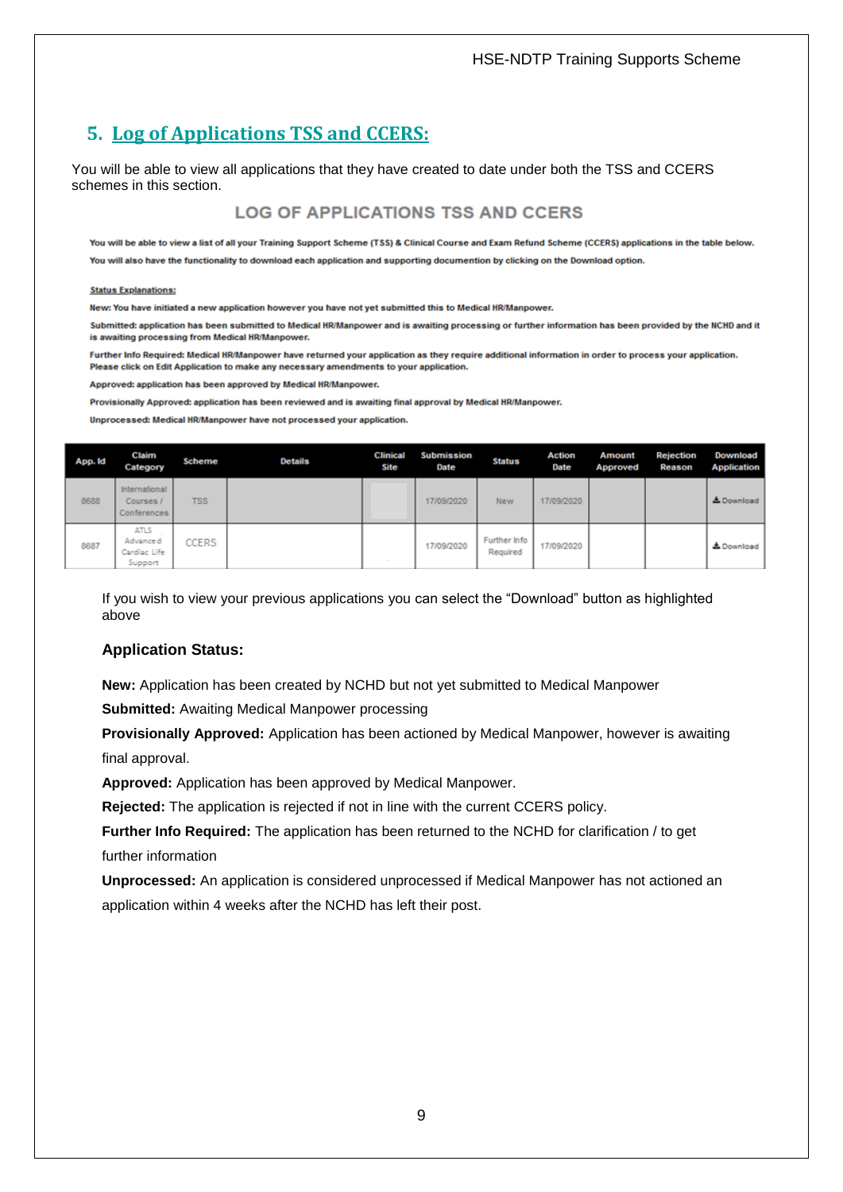## 5. Log of Applications TSS and CCERS:

You will be able to view all applications that they have created to date under both the TSS and CCERS schemes in this section.

### LOG OF APPLICATIONS TSS AND CCERS

**You will be able to view a list of all your Training Support Scheme (TSS) & Clinical Course and Exam Refund Scheme (CCERS) applications in the table below.**

**You will also have the functionality to download each application and supporting documention by clicking on the Download option.**

**Status Explanations:**

**New: You have initiated a new application however you have not yet submitted this to Medical HR/Manpower.**

**Submitted: application has been submitted to Medical HR/Manpower and is awaiting processing or further information has been provided by the NCHD and it is awaiting processing from Medical HR/Manpower.**

**Further Info Required: Medical HR/Manpower have returned your application as they require additional information in order to process your application. Please click on Edit Application to make any necessary amendments to your application.**

**Approved: application has been approved by Medical HR/Manpower.**

**Provisionally Approved: application has been reviewed and is awaiting final approval by Medical HR/Manpower.**

**Unprocessed: Medical HR/Manpower have not processed your application.**

| App. Id | Claim Category | Scheme | Details | Clinical Site | Submission Date | Status | Action Date | Amount Approved | Rejection Reason | Download Application |
|---|---|---|---|---|---|---|---|---|---|---|
| 8688 | International Courses / Conferences | TSS | | | 17/09/2020 | New | 17/09/2020 | | | Download |
| 8687 | ATLS Advanced Cardiac Life Support | CCERS | | | 17/09/2020 | Further Info Required | 17/09/2020 | | | Download |

If you wish to view your previous applications you can select the “Download” button as highlighted above

### Application Status:

**New:** Application has been created by NCHD but not yet submitted to Medical Manpower

**Submitted:** Awaiting Medical Manpower processing

**Provisionally Approved:** Application has been actioned by Medical Manpower, however is awaiting final approval.

**Approved:** Application has been approved by Medical Manpower.

**Rejected:** The application is rejected if not in line with the current CCERS policy.

**Further Info Required:** The application has been returned to the NCHD for clarification / to get further information

**Unprocessed:** An application is considered unprocessed if Medical Manpower has not actioned an application within 4 weeks after the NCHD has left their post.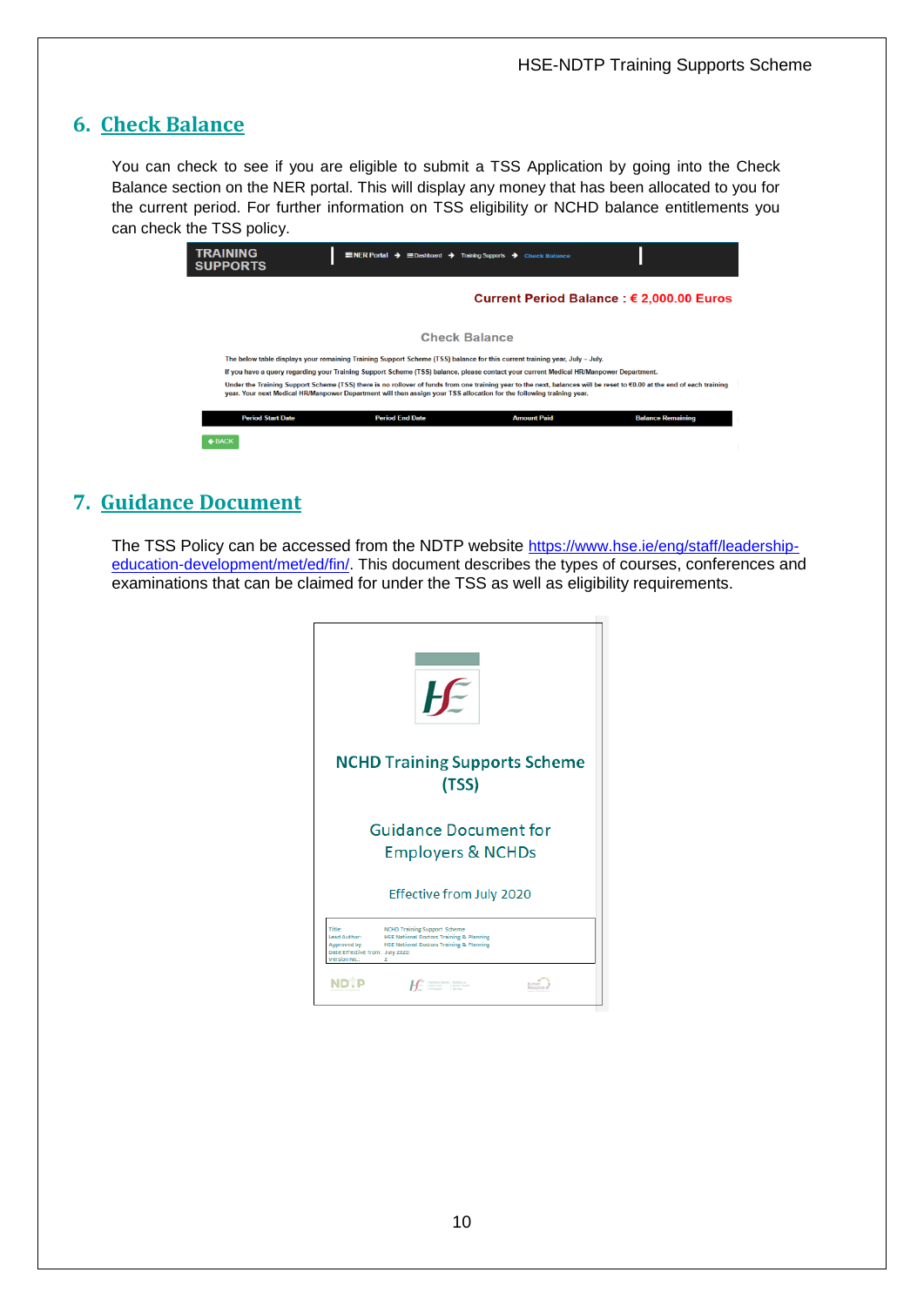## 6. Check Balance

You can check to see if you are eligible to submit a TSS Application by going into the Check Balance section on the NER portal. This will display any money that has been allocated to you for the current period. For further information on TSS eligibility or NCHD balance entitlements you can check the TSS policy.

TRAINING SUPPORTS | NER Portal → Dashboard → Training Supports → Check Balance

Current Period Balance : € 2,000.00 Euros

Check Balance

The below table displays your remaining Training Support Scheme (TSS) balance for this current training year, July – July.

If you have a query regarding your Training Support Scheme (TSS) balance, please contact your current Medical HR/Manpower Department.

Under the Training Support Scheme (TSS) there is no rollover of funds from one training year to the next, balances will be reset to €0.00 at the end of each training year. Your next Medical HR/Manpower Department will then assign your TSS allocation for the following training year.

| Period Start Date | Period End Date | Amount Paid | Balance Remaining |
|---|---|---|---|

BACK

## 7. Guidance Document

The TSS Policy can be accessed from the NDTP website https://www.hse.ie/eng/staff/leadership-education-development/met/ed/fin/. This document describes the types of courses, conferences and examinations that can be claimed for under the TSS as well as eligibility requirements.

NCHD Training Supports Scheme (TSS)

Guidance Document for Employers & NCHDs

Effective from July 2020

| | |
|---|---|
| Title: | NCHD Training Support Scheme |
| Lead Author: | HSE National Doctors Training & Planning |
| Approved by: | HSE National Doctors Training & Planning |
| Date Effective from: | July 2020 |
| Version No.: | 2 |